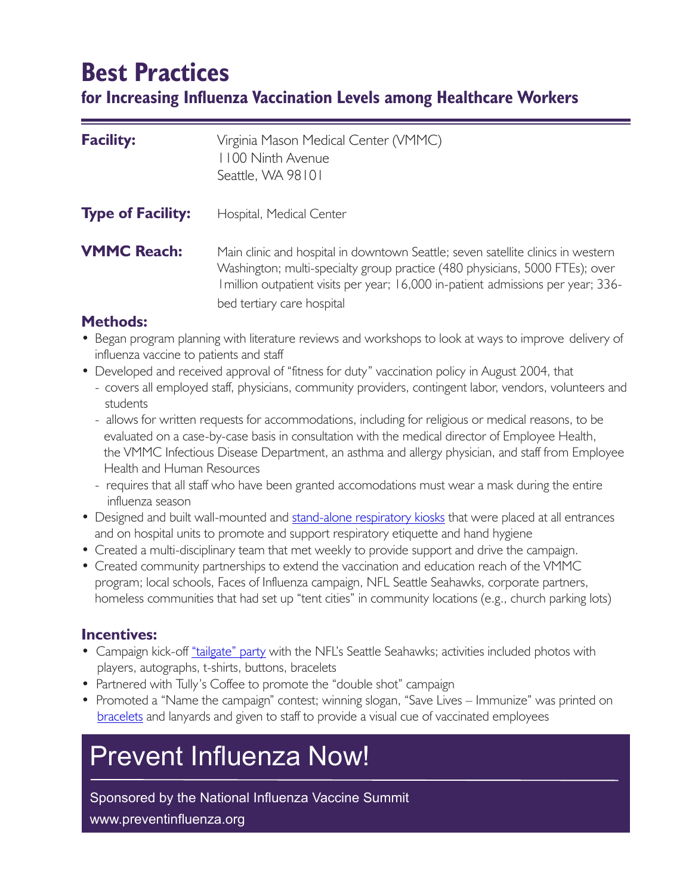# Best Practices

## for Increasing Influenza Vaccination Levels among Healthcare Workers

**Facility:** Virginia Mason Medical Center (VMMC)
1100 Ninth Avenue
Seattle, WA 98101

**Type of Facility:** Hospital, Medical Center

**VMMC Reach:** Main clinic and hospital in downtown Seattle; seven satellite clinics in western Washington; multi-specialty group practice (480 physicians, 5000 FTEs); over 1million outpatient visits per year; 16,000 in-patient admissions per year; 336-bed tertiary care hospital

### Methods:

- Began program planning with literature reviews and workshops to look at ways to improve delivery of influenza vaccine to patients and staff
- Developed and received approval of "fitness for duty" vaccination policy in August 2004, that
  - covers all employed staff, physicians, community providers, contingent labor, vendors, volunteers and students
  - allows for written requests for accommodations, including for religious or medical reasons, to be evaluated on a case-by-case basis in consultation with the medical director of Employee Health, the VMMC Infectious Disease Department, an asthma and allergy physician, and staff from Employee Health and Human Resources
  - requires that all staff who have been granted accomodations must wear a mask during the entire influenza season
- Designed and built wall-mounted and stand-alone respiratory kiosks that were placed at all entrances and on hospital units to promote and support respiratory etiquette and hand hygiene
- Created a multi-disciplinary team that met weekly to provide support and drive the campaign.
- Created community partnerships to extend the vaccination and education reach of the VMMC program; local schools, Faces of Influenza campaign, NFL Seattle Seahawks, corporate partners, homeless communities that had set up "tent cities" in community locations (e.g., church parking lots)

### Incentives:

- Campaign kick-off "tailgate" party with the NFL's Seattle Seahawks; activities included photos with players, autographs, t-shirts, buttons, bracelets
- Partnered with Tully's Coffee to promote the "double shot" campaign
- Promoted a "Name the campaign" contest; winning slogan, "Save Lives – Immunize" was printed on bracelets and lanyards and given to staff to provide a visual cue of vaccinated employees

## Prevent Influenza Now!

Sponsored by the National Influenza Vaccine Summit
www.preventinfluenza.org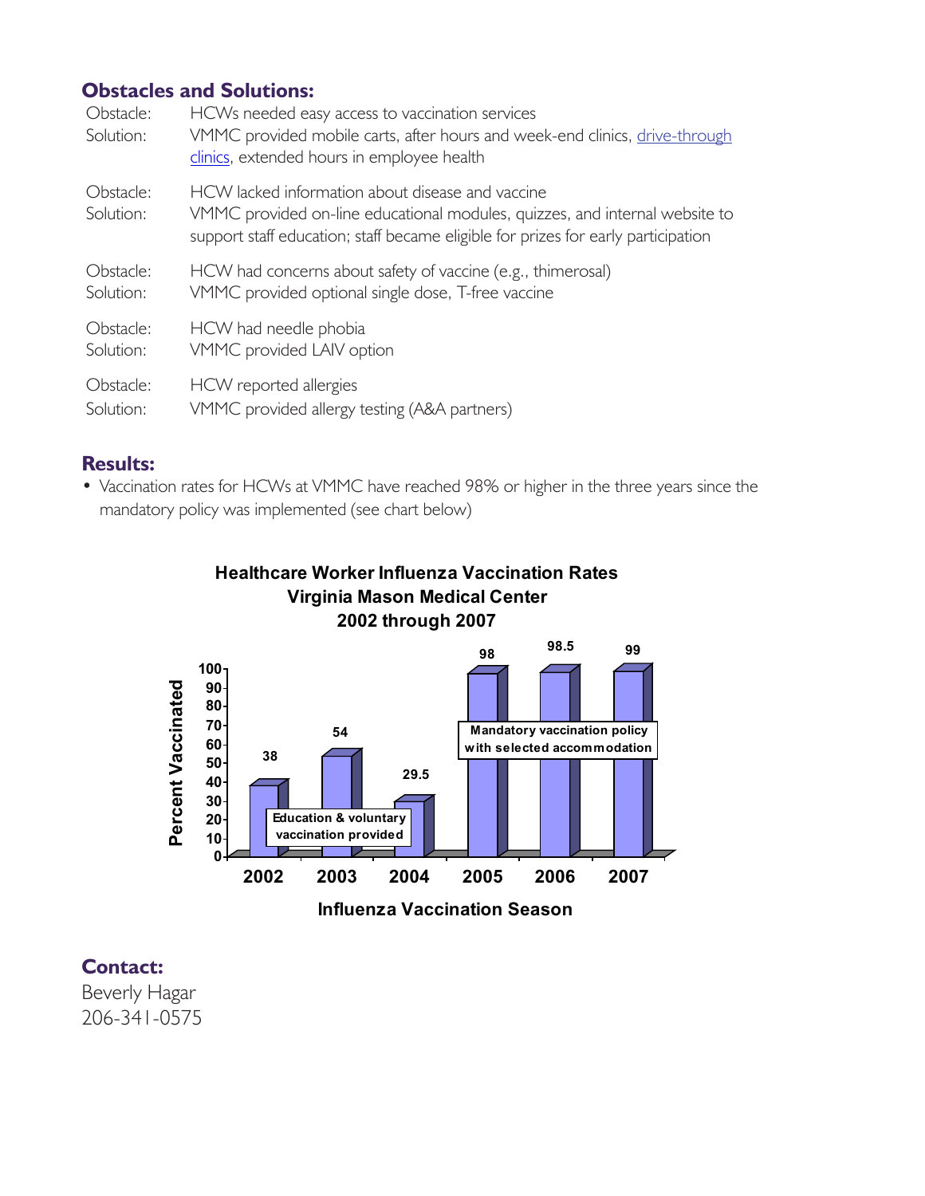## Obstacles and Solutions:

| | |
|---|---|
| Obstacle: | HCWs needed easy access to vaccination services |
| Solution: | VMMC provided mobile carts, after hours and week-end clinics, drive-through clinics, extended hours in employee health |
| Obstacle: | HCW lacked information about disease and vaccine |
| Solution: | VMMC provided on-line educational modules, quizzes, and internal website to support staff education; staff became eligible for prizes for early participation |
| Obstacle: | HCW had concerns about safety of vaccine (e.g., thimerosal) |
| Solution: | VMMC provided optional single dose, T-free vaccine |
| Obstacle: | HCW had needle phobia |
| Solution: | VMMC provided LAIV option |
| Obstacle: | HCW reported allergies |
| Solution: | VMMC provided allergy testing (A&A partners) |

## Results:

- Vaccination rates for HCWs at VMMC have reached 98% or higher in the three years since the mandatory policy was implemented (see chart below)

**Healthcare Worker Influenza Vaccination Rates**
**Virginia Mason Medical Center**
**2002 through 2007**

Percent Vaccinated

0
10
20
30
40
50
60
70
80
90
100

38
54
29.5
98
98.5
99

Education & voluntary vaccination provided

Mandatory vaccination policy with selected accommodation

2002
2003
2004
2005
2006
2007

Influenza Vaccination Season

## Contact:

Beverly Hagar
206-341-0575